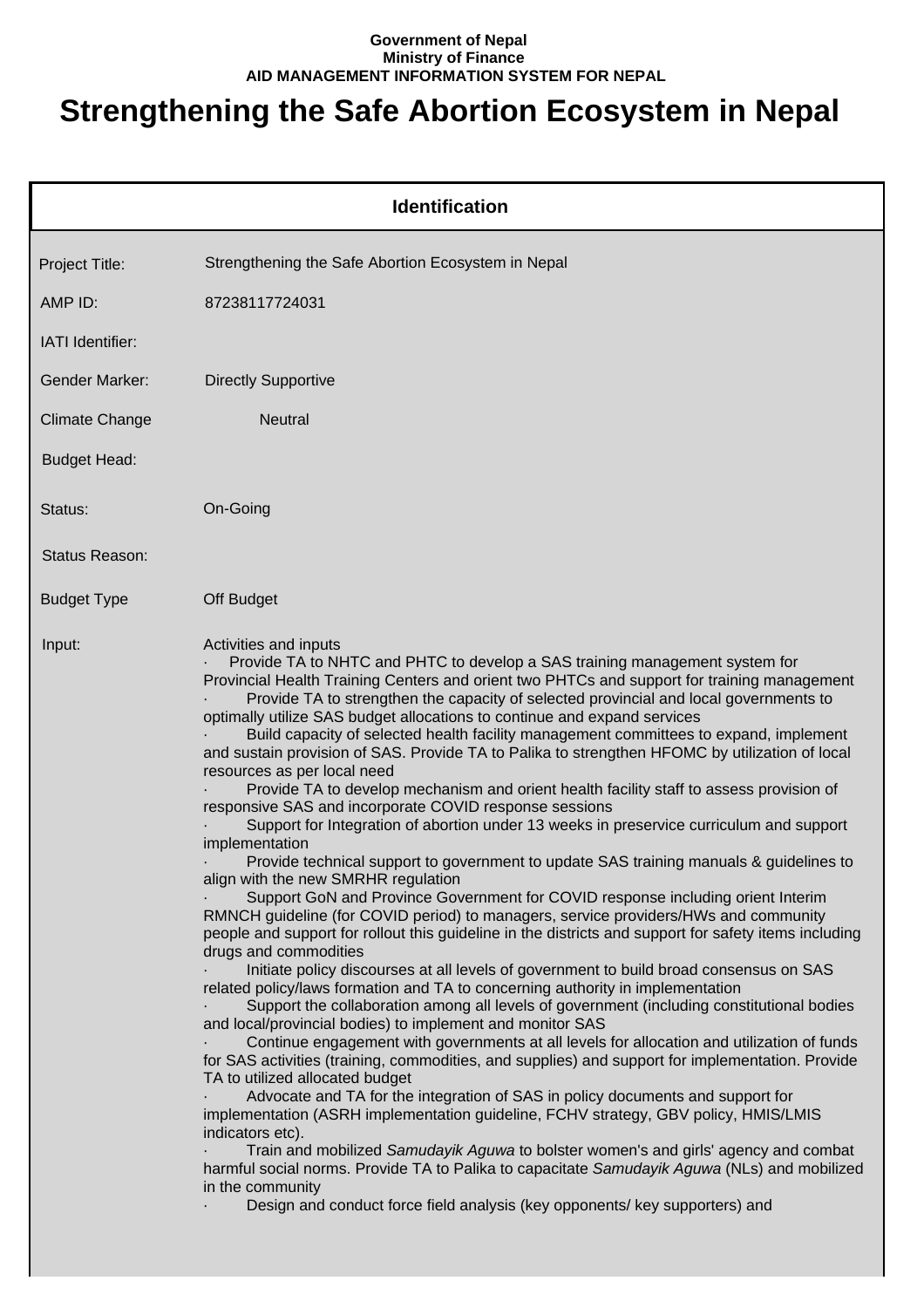**Government of Nepal**
**Ministry of Finance**
**AID MANAGEMENT INFORMATION SYSTEM FOR NEPAL**

# Strengthening the Safe Abortion Ecosystem in Nepal

## Identification

| | |
|---|---|
| Project Title: | Strengthening the Safe Abortion Ecosystem in Nepal |
| AMP ID: | 87238117724031 |
| IATI Identifier: | |
| Gender Marker: | Directly Supportive |
| Climate Change | Neutral |
| Budget Head: | |
| Status: | On-Going |
| Status Reason: | |
| Budget Type | Off Budget |

Input:

Activities and inputs

- Provide TA to NHTC and PHTC to develop a SAS training management system for Provincial Health Training Centers and orient two PHTCs and support for training management
- Provide TA to strengthen the capacity of selected provincial and local governments to optimally utilize SAS budget allocations to continue and expand services
- Build capacity of selected health facility management committees to expand, implement and sustain provision of SAS. Provide TA to Palika to strengthen HFOMC by utilization of local resources as per local need
- Provide TA to develop mechanism and orient health facility staff to assess provision of responsive SAS and incorporate COVID response sessions
- Support for Integration of abortion under 13 weeks in preservice curriculum and support implementation
- Provide technical support to government to update SAS training manuals & guidelines to align with the new SMRHR regulation
- Support GoN and Province Government for COVID response including orient Interim RMNCH guideline (for COVID period) to managers, service providers/HWs and community people and support for rollout this guideline in the districts and support for safety items including drugs and commodities
- Initiate policy discourses at all levels of government to build broad consensus on SAS related policy/laws formation and TA to concerning authority in implementation
- Support the collaboration among all levels of government (including constitutional bodies and local/provincial bodies) to implement and monitor SAS
- Continue engagement with governments at all levels for allocation and utilization of funds for SAS activities (training, commodities, and supplies) and support for implementation. Provide TA to utilized allocated budget
- Advocate and TA for the integration of SAS in policy documents and support for implementation (ASRH implementation guideline, FCHV strategy, GBV policy, HMIS/LMIS indicators etc).
- Train and mobilized *Samudayik Aguwa* to bolster women's and girls' agency and combat harmful social norms. Provide TA to Palika to capacitate *Samudayik Aguwa* (NLs) and mobilized in the community
- Design and conduct force field analysis (key opponents/ key supporters) and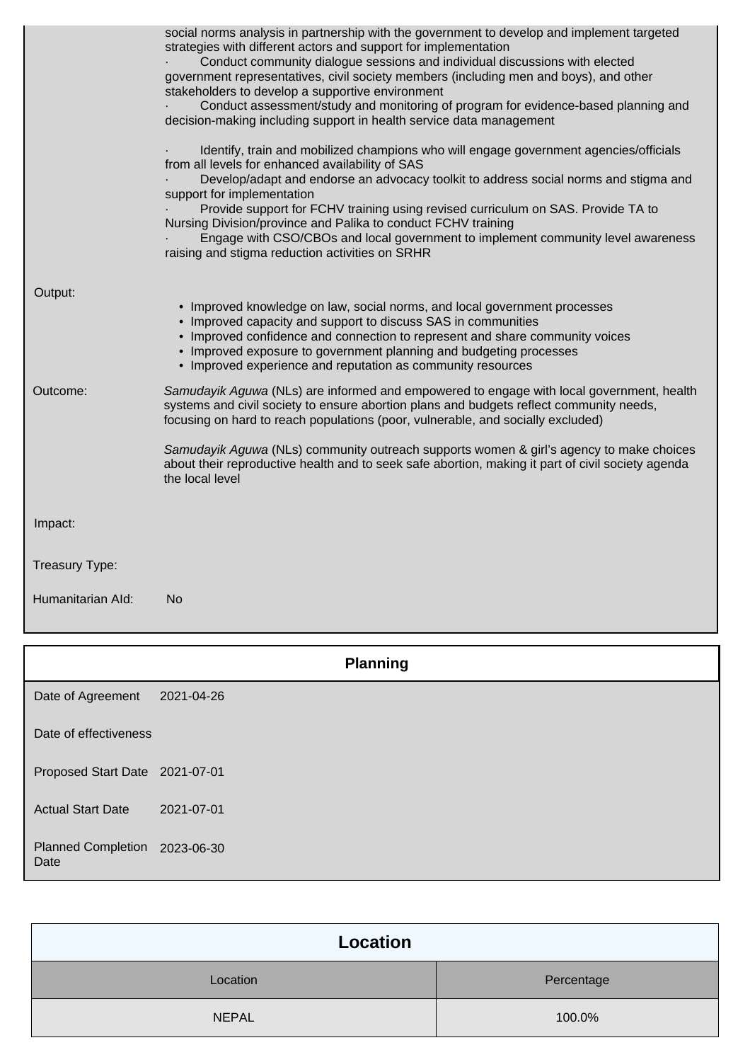social norms analysis in partnership with the government to develop and implement targeted strategies with different actors and support for implementation

· Conduct community dialogue sessions and individual discussions with elected government representatives, civil society members (including men and boys), and other stakeholders to develop a supportive environment

· Conduct assessment/study and monitoring of program for evidence-based planning and decision-making including support in health service data management

· Identify, train and mobilized champions who will engage government agencies/officials from all levels for enhanced availability of SAS

· Develop/adapt and endorse an advocacy toolkit to address social norms and stigma and support for implementation

· Provide support for FCHV training using revised curriculum on SAS. Provide TA to Nursing Division/province and Palika to conduct FCHV training

· Engage with CSO/CBOs and local government to implement community level awareness raising and stigma reduction activities on SRHR

**Output:**

- Improved knowledge on law, social norms, and local government processes
- Improved capacity and support to discuss SAS in communities
- Improved confidence and connection to represent and share community voices
- Improved exposure to government planning and budgeting processes
- Improved experience and reputation as community resources

**Outcome:**

*Samudayik Aguwa* (NLs) are informed and empowered to engage with local government, health systems and civil society to ensure abortion plans and budgets reflect community needs, focusing on hard to reach populations (poor, vulnerable, and socially excluded)

*Samudayik Aguwa* (NLs) community outreach supports women & girl's agency to make choices about their reproductive health and to seek safe abortion, making it part of civil society agenda the local level

**Impact:**

**Treasury Type:**

**Humanitarian AId:** No

## Planning

| | |
|---|---|
| Date of Agreement | 2021-04-26 |
| Date of effectiveness | |
| Proposed Start Date | 2021-07-01 |
| Actual Start Date | 2021-07-01 |
| Planned Completion Date | 2023-06-30 |

## Location

| Location | Percentage |
|---|---|
| NEPAL | 100.0% |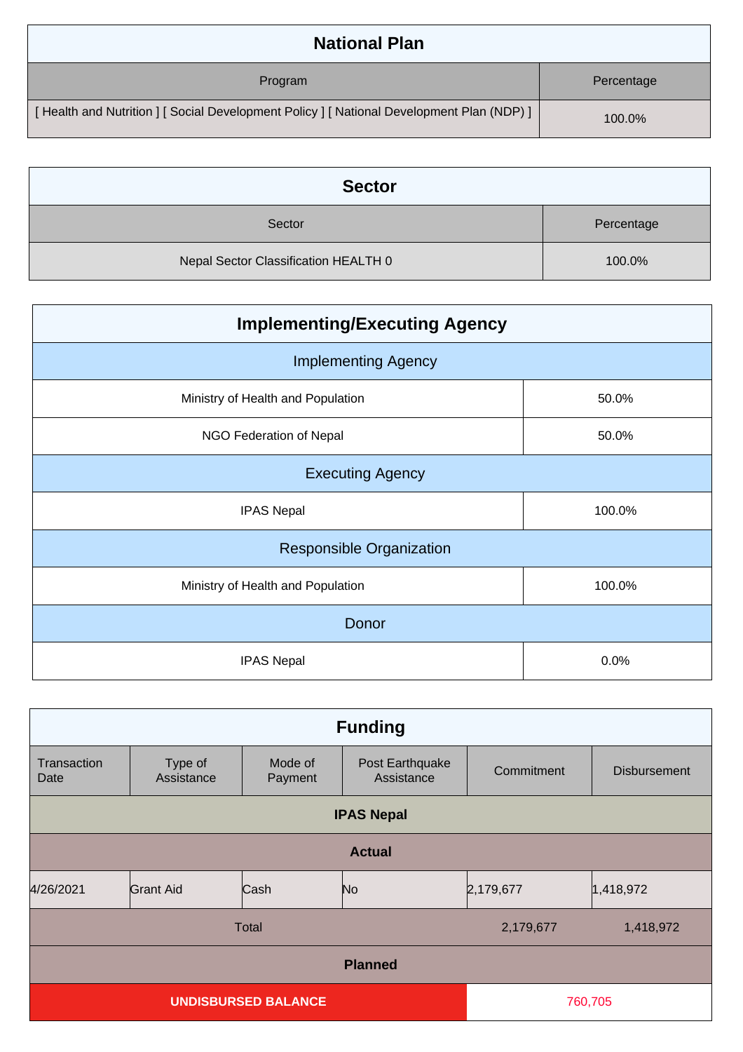## National Plan

| Program | Percentage |
|---|---|
| [ Health and Nutrition ] [ Social Development Policy ] [ National Development Plan (NDP) ] | 100.0% |

## Sector

| Sector | Percentage |
|---|---|
| Nepal Sector Classification HEALTH 0 | 100.0% |

## Implementing/Executing Agency

| Implementing Agency | |
|---|---|
| Ministry of Health and Population | 50.0% |
| NGO Federation of Nepal | 50.0% |
| **Executing Agency** | |
| IPAS Nepal | 100.0% |
| **Responsible Organization** | |
| Ministry of Health and Population | 100.0% |
| **Donor** | |
| IPAS Nepal | 0.0% |

## Funding

| Transaction Date | Type of Assistance | Mode of Payment | Post Earthquake Assistance | Commitment | Disbursement |
|---|---|---|---|---|---|
| **IPAS Nepal** | | | | | |
| **Actual** | | | | | |
| 4/26/2021 | Grant Aid | Cash | No | 2,179,677 | 1,418,972 |
| Total | | | | 2,179,677 | 1,418,972 |
| **Planned** | | | | | |
| **UNDISBURSED BALANCE** | | | | 760,705 | |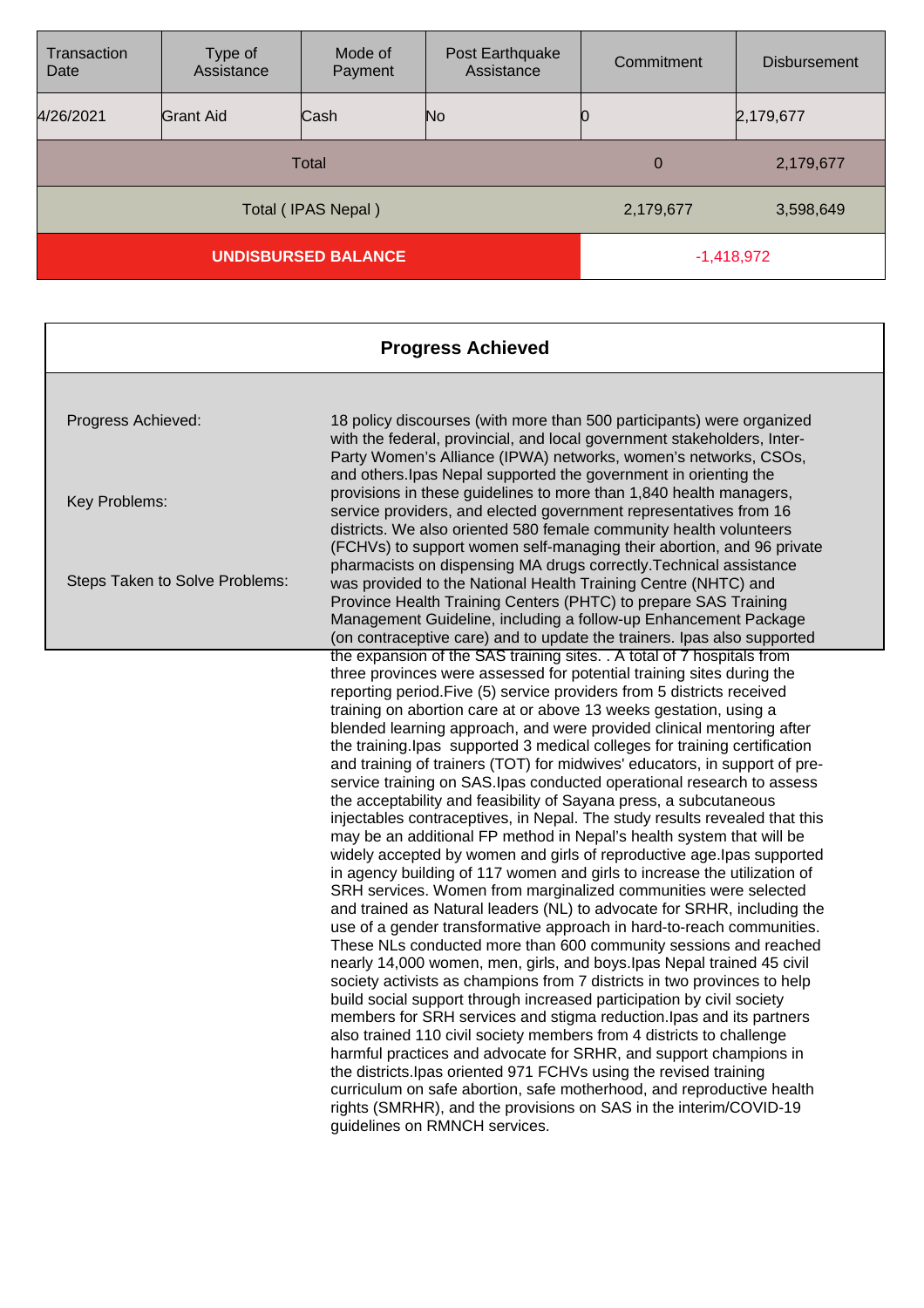| Transaction Date | Type of Assistance | Mode of Payment | Post Earthquake Assistance | Commitment | Disbursement |
|---|---|---|---|---|---|
| 4/26/2021 | Grant Aid | Cash | No | 0 | 2,179,677 |
| Total | | | | 0 | 2,179,677 |
| Total ( IPAS Nepal ) | | | | 2,179,677 | 3,598,649 |
| **UNDISBURSED BALANCE** | | | | -1,418,972 | |

## Progress Achieved

| | |
|---|---|
| Progress Achieved: | 18 policy discourses (with more than 500 participants) were organized with the federal, provincial, and local government stakeholders, Inter-Party Women's Alliance (IPWA) networks, women's networks, CSOs, and others.Ipas Nepal supported the government in orienting the provisions in these guidelines to more than 1,840 health managers, service providers, and elected government representatives from 16 districts. We also oriented 580 female community health volunteers (FCHVs) to support women self-managing their abortion, and 96 private pharmacists on dispensing MA drugs correctly.Technical assistance was provided to the National Health Training Centre (NHTC) and Province Health Training Centers (PHTC) to prepare SAS Training Management Guideline, including a follow-up Enhancement Package (on contraceptive care) and to update the trainers. Ipas also supported the expansion of the SAS training sites. . A total of 7 hospitals from three provinces were assessed for potential training sites during the reporting period.Five (5) service providers from 5 districts received training on abortion care at or above 13 weeks gestation, using a blended learning approach, and were provided clinical mentoring after the training.Ipas supported 3 medical colleges for training certification and training of trainers (TOT) for midwives' educators, in support of pre-service training on SAS.Ipas conducted operational research to assess the acceptability and feasibility of Sayana press, a subcutaneous injectables contraceptives, in Nepal. The study results revealed that this may be an additional FP method in Nepal's health system that will be widely accepted by women and girls of reproductive age.Ipas supported in agency building of 117 women and girls to increase the utilization of SRH services. Women from marginalized communities were selected and trained as Natural leaders (NL) to advocate for SRHR, including the use of a gender transformative approach in hard-to-reach communities. These NLs conducted more than 600 community sessions and reached nearly 14,000 women, men, girls, and boys.Ipas Nepal trained 45 civil society activists as champions from 7 districts in two provinces to help build social support through increased participation by civil society members for SRH services and stigma reduction.Ipas and its partners also trained 110 civil society members from 4 districts to challenge harmful practices and advocate for SRHR, and support champions in the districts.Ipas oriented 971 FCHVs using the revised training curriculum on safe abortion, safe motherhood, and reproductive health rights (SMRHR), and the provisions on SAS in the interim/COVID-19 guidelines on RMNCH services. |
| Key Problems: | |
| Steps Taken to Solve Problems: | |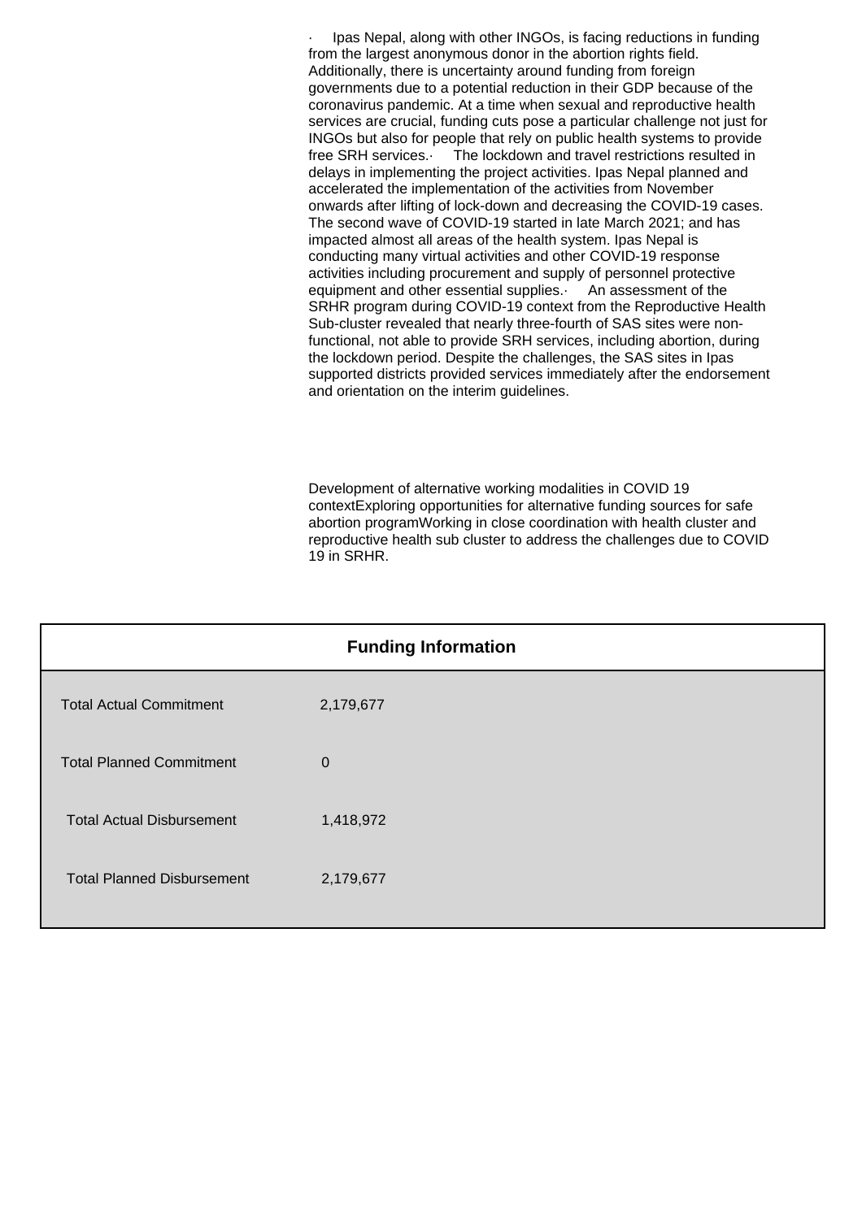· Ipas Nepal, along with other INGOs, is facing reductions in funding from the largest anonymous donor in the abortion rights field. Additionally, there is uncertainty around funding from foreign governments due to a potential reduction in their GDP because of the coronavirus pandemic. At a time when sexual and reproductive health services are crucial, funding cuts pose a particular challenge not just for INGOs but also for people that rely on public health systems to provide free SRH services.· The lockdown and travel restrictions resulted in delays in implementing the project activities. Ipas Nepal planned and accelerated the implementation of the activities from November onwards after lifting of lock-down and decreasing the COVID-19 cases. The second wave of COVID-19 started in late March 2021; and has impacted almost all areas of the health system. Ipas Nepal is conducting many virtual activities and other COVID-19 response activities including procurement and supply of personnel protective equipment and other essential supplies.· An assessment of the SRHR program during COVID-19 context from the Reproductive Health Sub-cluster revealed that nearly three-fourth of SAS sites were non-functional, not able to provide SRH services, including abortion, during the lockdown period. Despite the challenges, the SAS sites in Ipas supported districts provided services immediately after the endorsement and orientation on the interim guidelines.

Development of alternative working modalities in COVID 19 contextExploring opportunities for alternative funding sources for safe abortion programWorking in close coordination with health cluster and reproductive health sub cluster to address the challenges due to COVID 19 in SRHR.

| Funding Information | |
|---|---|
| Total Actual Commitment | 2,179,677 |
| Total Planned Commitment | 0 |
| Total Actual Disbursement | 1,418,972 |
| Total Planned Disbursement | 2,179,677 |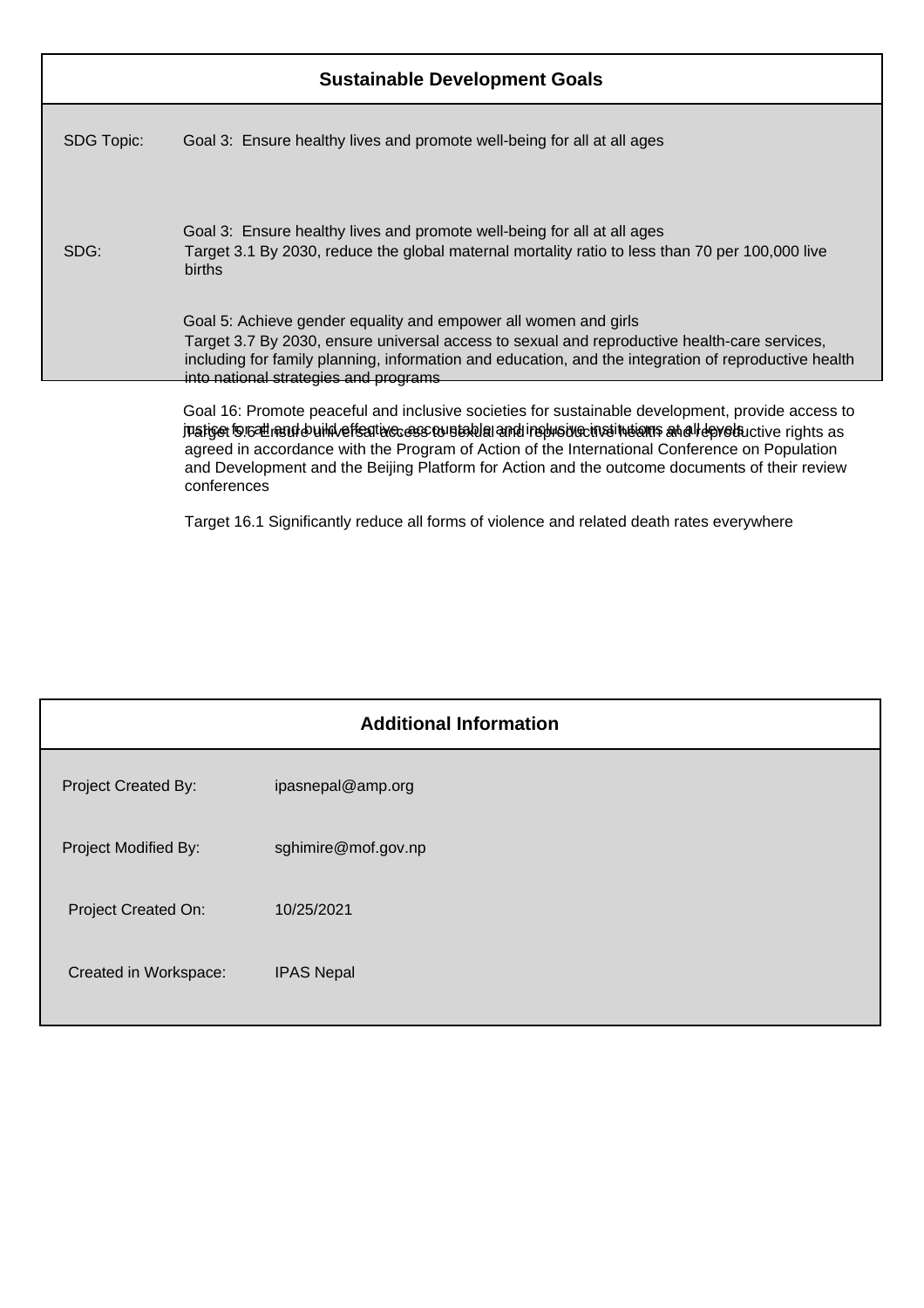## Sustainable Development Goals

| | |
|---|---|
| SDG Topic: | Goal 3: Ensure healthy lives and promote well-being for all at all ages |
| SDG: | Goal 3: Ensure healthy lives and promote well-being for all at all ages<br>Target 3.1 By 2030, reduce the global maternal mortality ratio to less than 70 per 100,000 live births<br><br>Goal 5: Achieve gender equality and empower all women and girls<br>Target 3.7 By 2030, ensure universal access to sexual and reproductive health-care services, including for family planning, information and education, and the integration of reproductive health into national strategies and programs<br><br>Goal 16: Promote peaceful and inclusive societies for sustainable development, provide access to justice for all and build effective, accountable and inclusive institutions at all levels<br>Target 5.6 Ensure universal access to sexual and reproductive health and reproductive rights as agreed in accordance with the Program of Action of the International Conference on Population and Development and the Beijing Platform for Action and the outcome documents of their review conferences<br><br>Target 16.1 Significantly reduce all forms of violence and related death rates everywhere |

## Additional Information

| | |
|---|---|
| Project Created By: | ipasnepal@amp.org |
| Project Modified By: | sghimire@mof.gov.np |
| Project Created On: | 10/25/2021 |
| Created in Workspace: | IPAS Nepal |